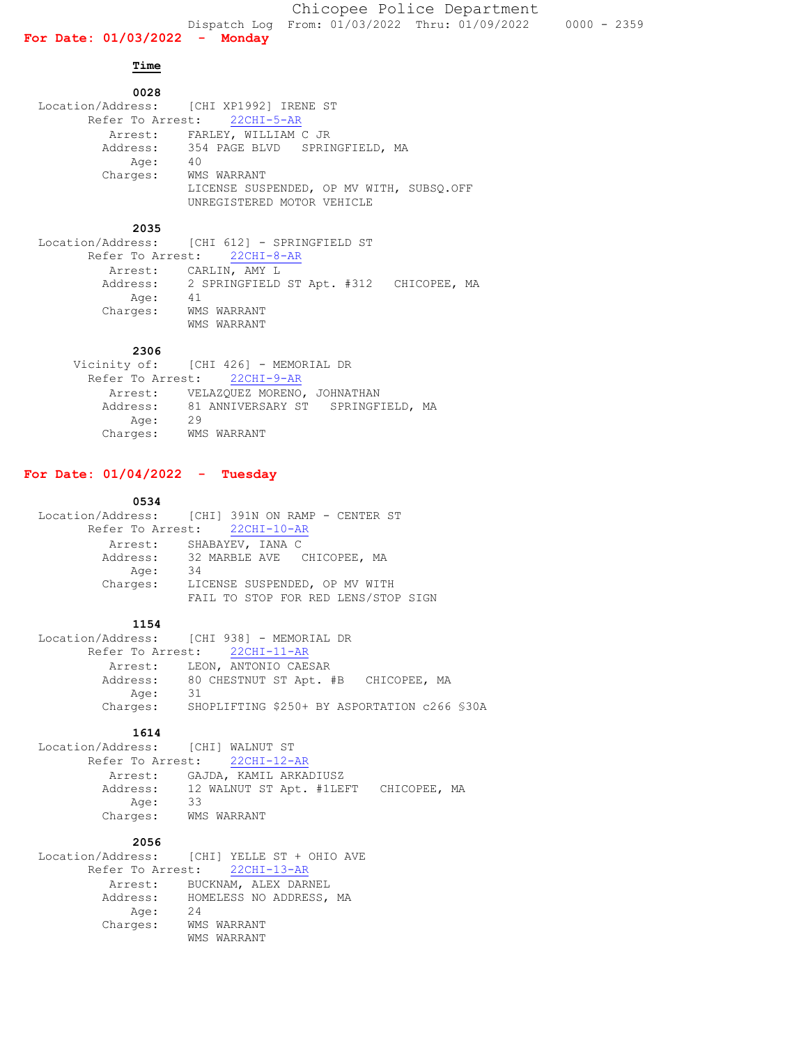# Chicopee Police Department

Dispatch Log From: 01/03/2022 Thru: 01/09/2022 0000 - 2359

## For Date: 01/03/2022 - Monday

**Time**

**0028**

Location/Address: [CHI XP1992] IRENE ST
Refer To Arrest: 22CHI-5-AR
Arrest: FARLEY, WILLIAM C JR
Address: 354 PAGE BLVD SPRINGFIELD, MA
Age: 40
Charges: WMS WARRANT
LICENSE SUSPENDED, OP MV WITH, SUBSQ.OFF
UNREGISTERED MOTOR VEHICLE

**2035**

Location/Address: [CHI 612] - SPRINGFIELD ST
Refer To Arrest: 22CHI-8-AR
Arrest: CARLIN, AMY L
Address: 2 SPRINGFIELD ST Apt. #312 CHICOPEE, MA
Age: 41
Charges: WMS WARRANT
WMS WARRANT

**2306**

Vicinity of: [CHI 426] - MEMORIAL DR
Refer To Arrest: 22CHI-9-AR
Arrest: VELAZQUEZ MORENO, JOHNATHAN
Address: 81 ANNIVERSARY ST SPRINGFIELD, MA
Age: 29
Charges: WMS WARRANT

## For Date: 01/04/2022 - Tuesday

**0534**

Location/Address: [CHI] 391N ON RAMP - CENTER ST
Refer To Arrest: 22CHI-10-AR
Arrest: SHABAYEV, IANA C
Address: 32 MARBLE AVE CHICOPEE, MA
Age: 34
Charges: LICENSE SUSPENDED, OP MV WITH
FAIL TO STOP FOR RED LENS/STOP SIGN

**1154**

Location/Address: [CHI 938] - MEMORIAL DR
Refer To Arrest: 22CHI-11-AR
Arrest: LEON, ANTONIO CAESAR
Address: 80 CHESTNUT ST Apt. #B CHICOPEE, MA
Age: 31
Charges: SHOPLIFTING $250+ BY ASPORTATION c266 §30A

**1614**

Location/Address: [CHI] WALNUT ST
Refer To Arrest: 22CHI-12-AR
Arrest: GAJDA, KAMIL ARKADIUSZ
Address: 12 WALNUT ST Apt. #1LEFT CHICOPEE, MA
Age: 33
Charges: WMS WARRANT

**2056**

Location/Address: [CHI] YELLE ST + OHIO AVE
Refer To Arrest: 22CHI-13-AR
Arrest: BUCKNAM, ALEX DARNEL
Address: HOMELESS NO ADDRESS, MA
Age: 24
Charges: WMS WARRANT
WMS WARRANT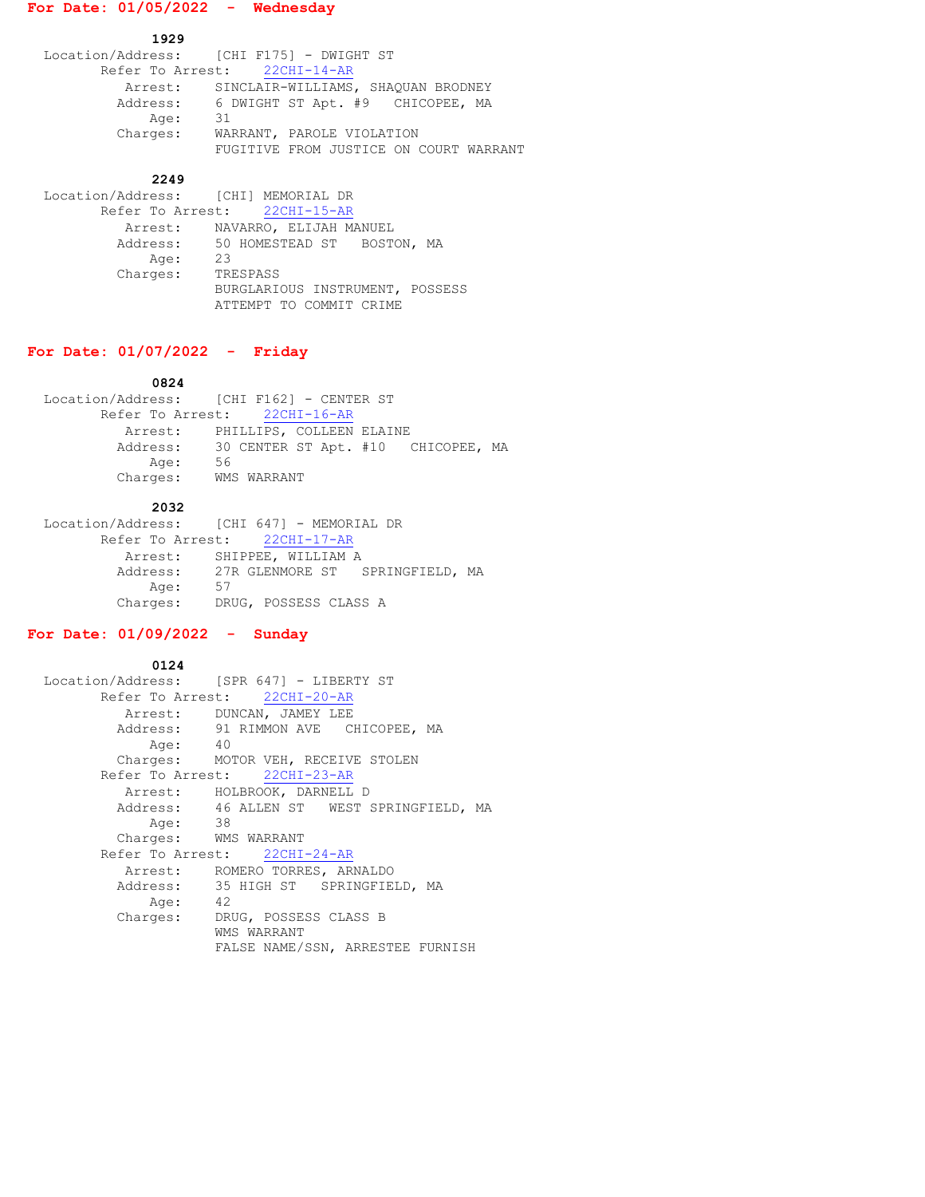**For Date: 01/05/2022 - Wednesday**

**1929**

Location/Address: [CHI F175] - DWIGHT ST
Refer To Arrest: 22CHI-14-AR
Arrest: SINCLAIR-WILLIAMS, SHAQUAN BRODNEY
Address: 6 DWIGHT ST Apt. #9 CHICOPEE, MA
Age: 31
Charges: WARRANT, PAROLE VIOLATION
FUGITIVE FROM JUSTICE ON COURT WARRANT

**2249**

Location/Address: [CHI] MEMORIAL DR
Refer To Arrest: 22CHI-15-AR
Arrest: NAVARRO, ELIJAH MANUEL
Address: 50 HOMESTEAD ST BOSTON, MA
Age: 23
Charges: TRESPASS
BURGLARIOUS INSTRUMENT, POSSESS
ATTEMPT TO COMMIT CRIME

**For Date: 01/07/2022 - Friday**

**0824**

Location/Address: [CHI F162] - CENTER ST
Refer To Arrest: 22CHI-16-AR
Arrest: PHILLIPS, COLLEEN ELAINE
Address: 30 CENTER ST Apt. #10 CHICOPEE, MA
Age: 56
Charges: WMS WARRANT

**2032**

Location/Address: [CHI 647] - MEMORIAL DR
Refer To Arrest: 22CHI-17-AR
Arrest: SHIPPEE, WILLIAM A
Address: 27R GLENMORE ST SPRINGFIELD, MA
Age: 57
Charges: DRUG, POSSESS CLASS A

**For Date: 01/09/2022 - Sunday**

**0124**

Location/Address: [SPR 647] - LIBERTY ST
Refer To Arrest: 22CHI-20-AR
Arrest: DUNCAN, JAMEY LEE
Address: 91 RIMMON AVE CHICOPEE, MA
Age: 40
Charges: MOTOR VEH, RECEIVE STOLEN
Refer To Arrest: 22CHI-23-AR
Arrest: HOLBROOK, DARNELL D
Address: 46 ALLEN ST WEST SPRINGFIELD, MA
Age: 38
Charges: WMS WARRANT
Refer To Arrest: 22CHI-24-AR
Arrest: ROMERO TORRES, ARNALDO
Address: 35 HIGH ST SPRINGFIELD, MA
Age: 42
Charges: DRUG, POSSESS CLASS B
WMS WARRANT
FALSE NAME/SSN, ARRESTEE FURNISH